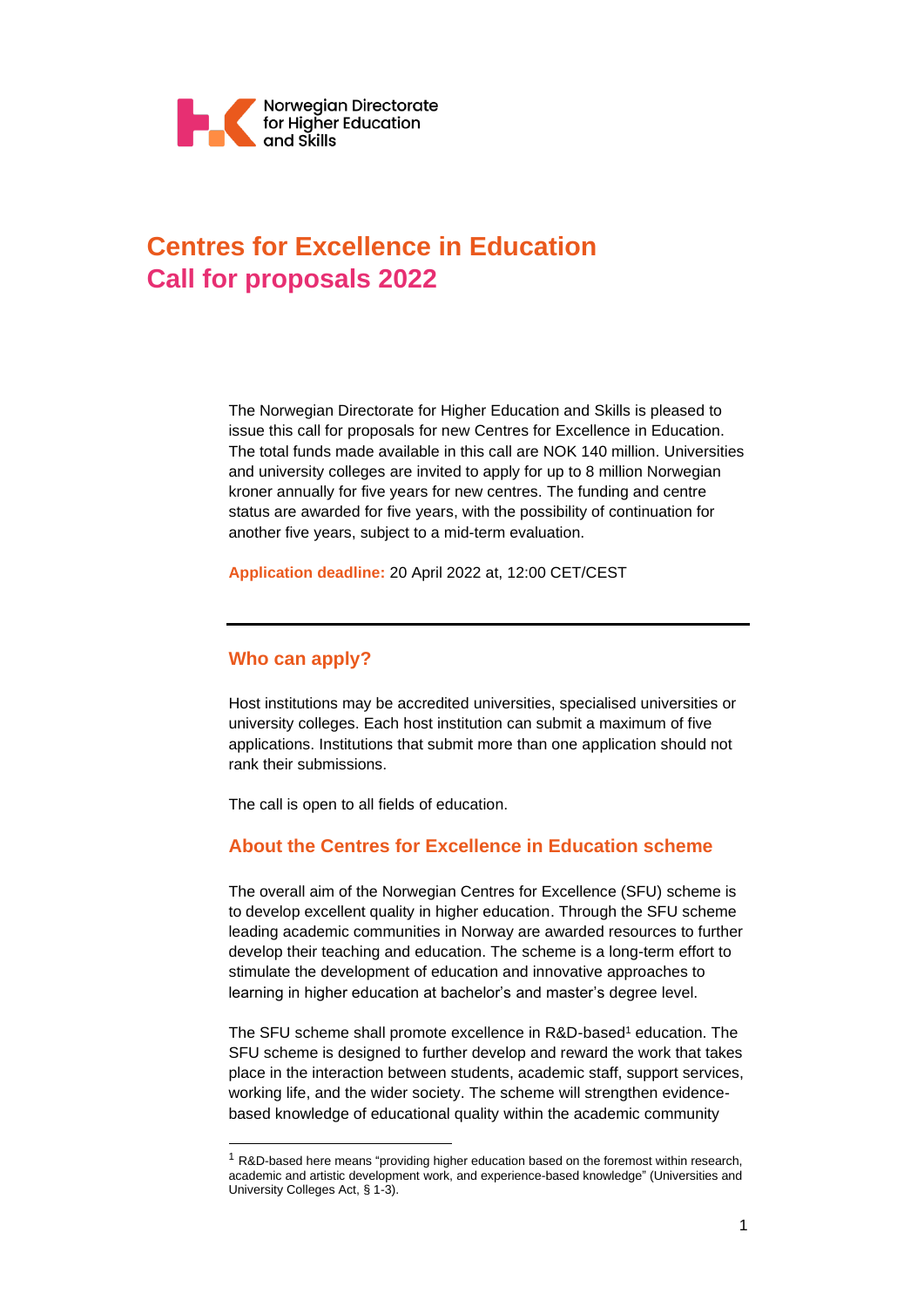Norwegian Directorate for Higher Education and Skills

# Centres for Excellence in Education
# Call for proposals 2022

The Norwegian Directorate for Higher Education and Skills is pleased to issue this call for proposals for new Centres for Excellence in Education. The total funds made available in this call are NOK 140 million. Universities and university colleges are invited to apply for up to 8 million Norwegian kroner annually for five years for new centres. The funding and centre status are awarded for five years, with the possibility of continuation for another five years, subject to a mid-term evaluation.

**Application deadline:** 20 April 2022 at, 12:00 CET/CEST

---

## Who can apply?

Host institutions may be accredited universities, specialised universities or university colleges. Each host institution can submit a maximum of five applications. Institutions that submit more than one application should not rank their submissions.

The call is open to all fields of education.

## About the Centres for Excellence in Education scheme

The overall aim of the Norwegian Centres for Excellence (SFU) scheme is to develop excellent quality in higher education. Through the SFU scheme leading academic communities in Norway are awarded resources to further develop their teaching and education. The scheme is a long-term effort to stimulate the development of education and innovative approaches to learning in higher education at bachelor's and master's degree level.

The SFU scheme shall promote excellence in R&D-based[1] education. The SFU scheme is designed to further develop and reward the work that takes place in the interaction between students, academic staff, support services, working life, and the wider society. The scheme will strengthen evidence-based knowledge of educational quality within the academic community

---

[1] R&D-based here means "providing higher education based on the foremost within research, academic and artistic development work, and experience-based knowledge" (Universities and University Colleges Act, § 1-3).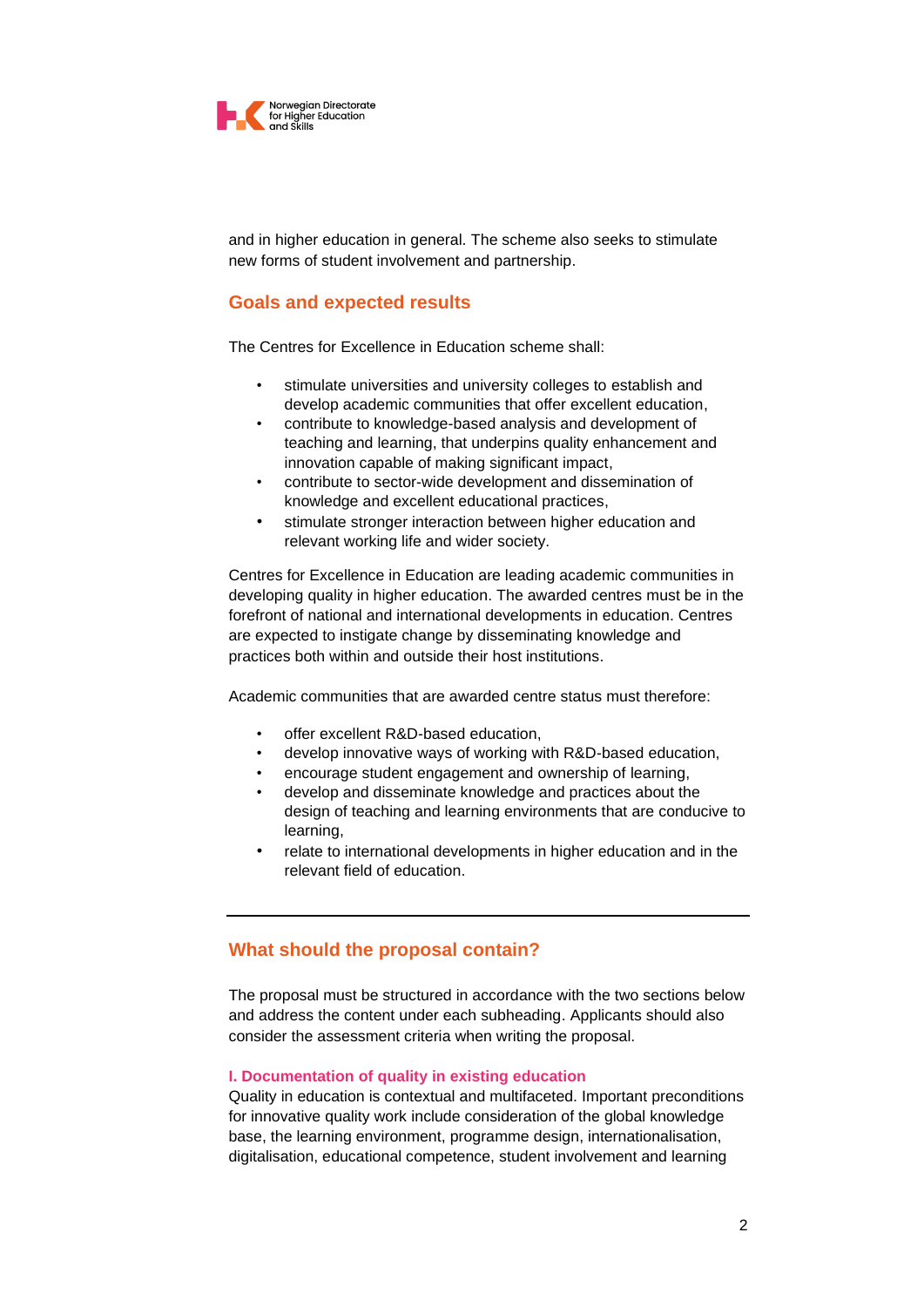and in higher education in general. The scheme also seeks to stimulate new forms of student involvement and partnership.

## Goals and expected results

The Centres for Excellence in Education scheme shall:

- stimulate universities and university colleges to establish and develop academic communities that offer excellent education,
- contribute to knowledge-based analysis and development of teaching and learning, that underpins quality enhancement and innovation capable of making significant impact,
- contribute to sector-wide development and dissemination of knowledge and excellent educational practices,
- stimulate stronger interaction between higher education and relevant working life and wider society.

Centres for Excellence in Education are leading academic communities in developing quality in higher education. The awarded centres must be in the forefront of national and international developments in education. Centres are expected to instigate change by disseminating knowledge and practices both within and outside their host institutions.

Academic communities that are awarded centre status must therefore:

- offer excellent R&D-based education,
- develop innovative ways of working with R&D-based education,
- encourage student engagement and ownership of learning,
- develop and disseminate knowledge and practices about the design of teaching and learning environments that are conducive to learning,
- relate to international developments in higher education and in the relevant field of education.

---

## What should the proposal contain?

The proposal must be structured in accordance with the two sections below and address the content under each subheading. Applicants should also consider the assessment criteria when writing the proposal.

### I. Documentation of quality in existing education

Quality in education is contextual and multifaceted. Important preconditions for innovative quality work include consideration of the global knowledge base, the learning environment, programme design, internationalisation, digitalisation, educational competence, student involvement and learning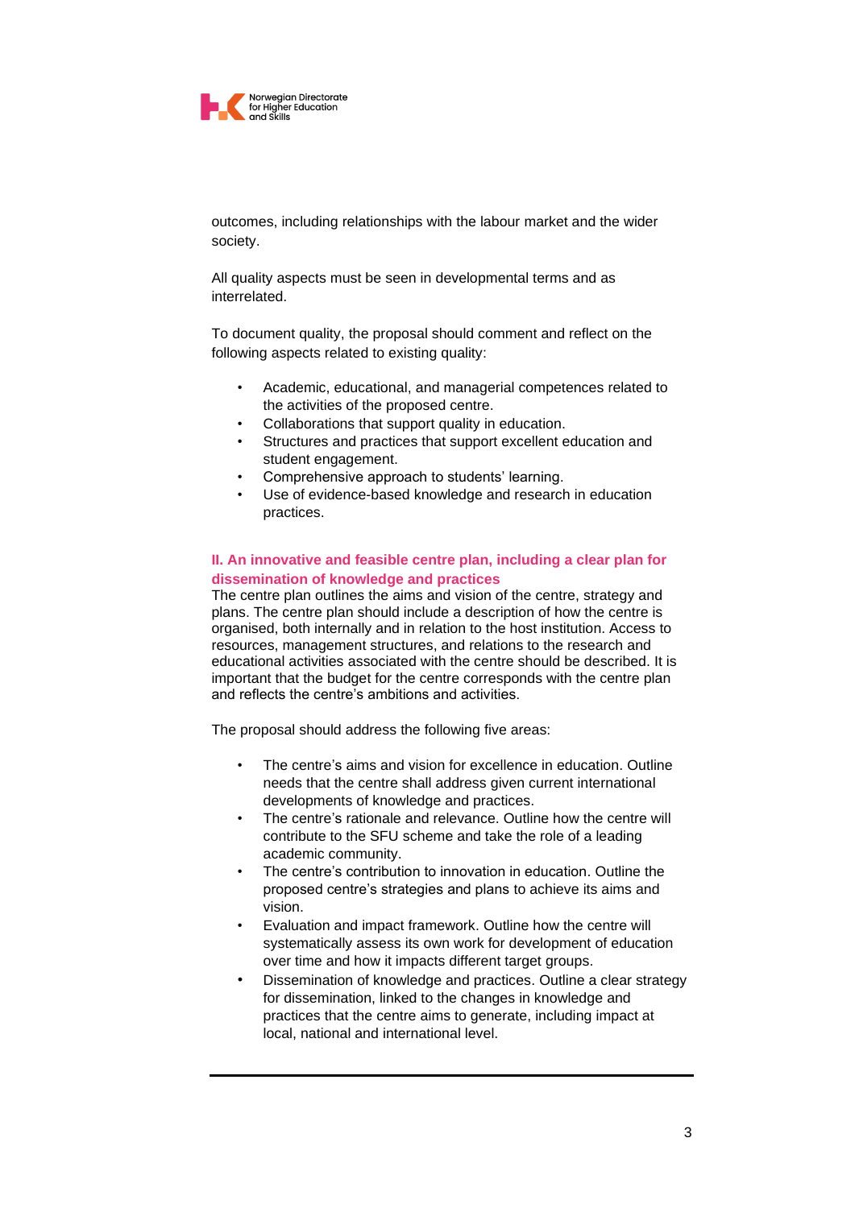outcomes, including relationships with the labour market and the wider society.

All quality aspects must be seen in developmental terms and as interrelated.

To document quality, the proposal should comment and reflect on the following aspects related to existing quality:

- Academic, educational, and managerial competences related to the activities of the proposed centre.
- Collaborations that support quality in education.
- Structures and practices that support excellent education and student engagement.
- Comprehensive approach to students' learning.
- Use of evidence-based knowledge and research in education practices.

### II. An innovative and feasible centre plan, including a clear plan for dissemination of knowledge and practices

The centre plan outlines the aims and vision of the centre, strategy and plans. The centre plan should include a description of how the centre is organised, both internally and in relation to the host institution. Access to resources, management structures, and relations to the research and educational activities associated with the centre should be described. It is important that the budget for the centre corresponds with the centre plan and reflects the centre's ambitions and activities.

The proposal should address the following five areas:

- The centre's aims and vision for excellence in education. Outline needs that the centre shall address given current international developments of knowledge and practices.
- The centre's rationale and relevance. Outline how the centre will contribute to the SFU scheme and take the role of a leading academic community.
- The centre's contribution to innovation in education. Outline the proposed centre's strategies and plans to achieve its aims and vision.
- Evaluation and impact framework. Outline how the centre will systematically assess its own work for development of education over time and how it impacts different target groups.
- Dissemination of knowledge and practices. Outline a clear strategy for dissemination, linked to the changes in knowledge and practices that the centre aims to generate, including impact at local, national and international level.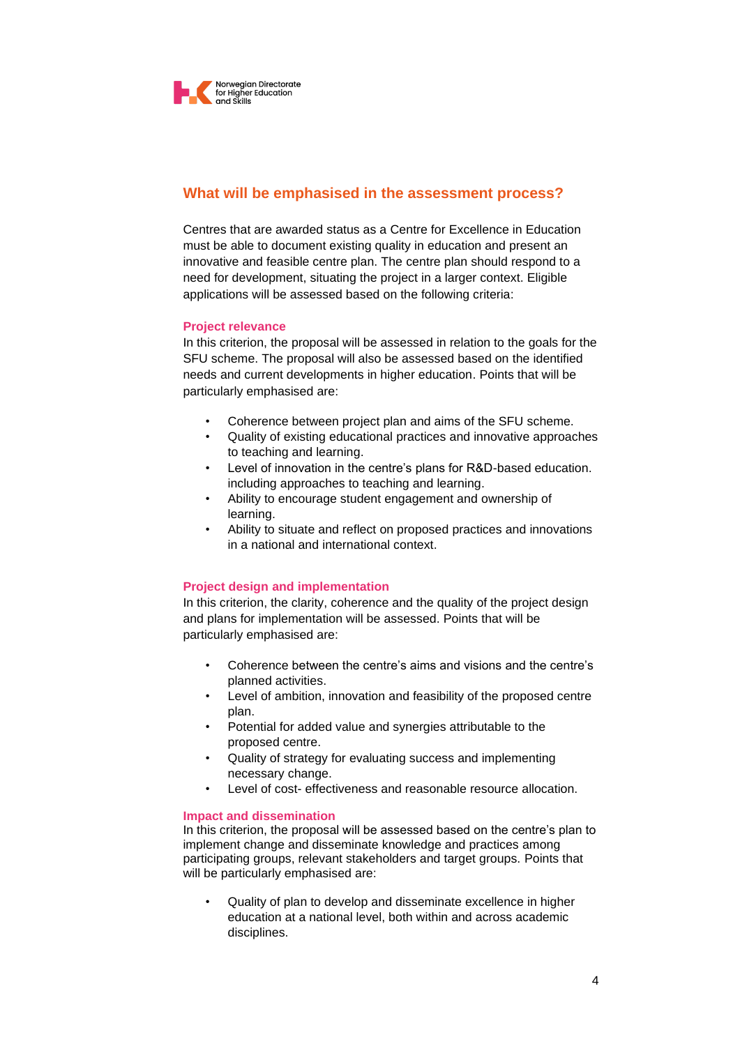## What will be emphasised in the assessment process?

Centres that are awarded status as a Centre for Excellence in Education must be able to document existing quality in education and present an innovative and feasible centre plan. The centre plan should respond to a need for development, situating the project in a larger context. Eligible applications will be assessed based on the following criteria:

### Project relevance

In this criterion, the proposal will be assessed in relation to the goals for the SFU scheme. The proposal will also be assessed based on the identified needs and current developments in higher education. Points that will be particularly emphasised are:

- Coherence between project plan and aims of the SFU scheme.
- Quality of existing educational practices and innovative approaches to teaching and learning.
- Level of innovation in the centre's plans for R&D-based education. including approaches to teaching and learning.
- Ability to encourage student engagement and ownership of learning.
- Ability to situate and reflect on proposed practices and innovations in a national and international context.

### Project design and implementation

In this criterion, the clarity, coherence and the quality of the project design and plans for implementation will be assessed. Points that will be particularly emphasised are:

- Coherence between the centre's aims and visions and the centre's planned activities.
- Level of ambition, innovation and feasibility of the proposed centre plan.
- Potential for added value and synergies attributable to the proposed centre.
- Quality of strategy for evaluating success and implementing necessary change.
- Level of cost- effectiveness and reasonable resource allocation.

### Impact and dissemination

In this criterion, the proposal will be assessed based on the centre's plan to implement change and disseminate knowledge and practices among participating groups, relevant stakeholders and target groups. Points that will be particularly emphasised are:

- Quality of plan to develop and disseminate excellence in higher education at a national level, both within and across academic disciplines.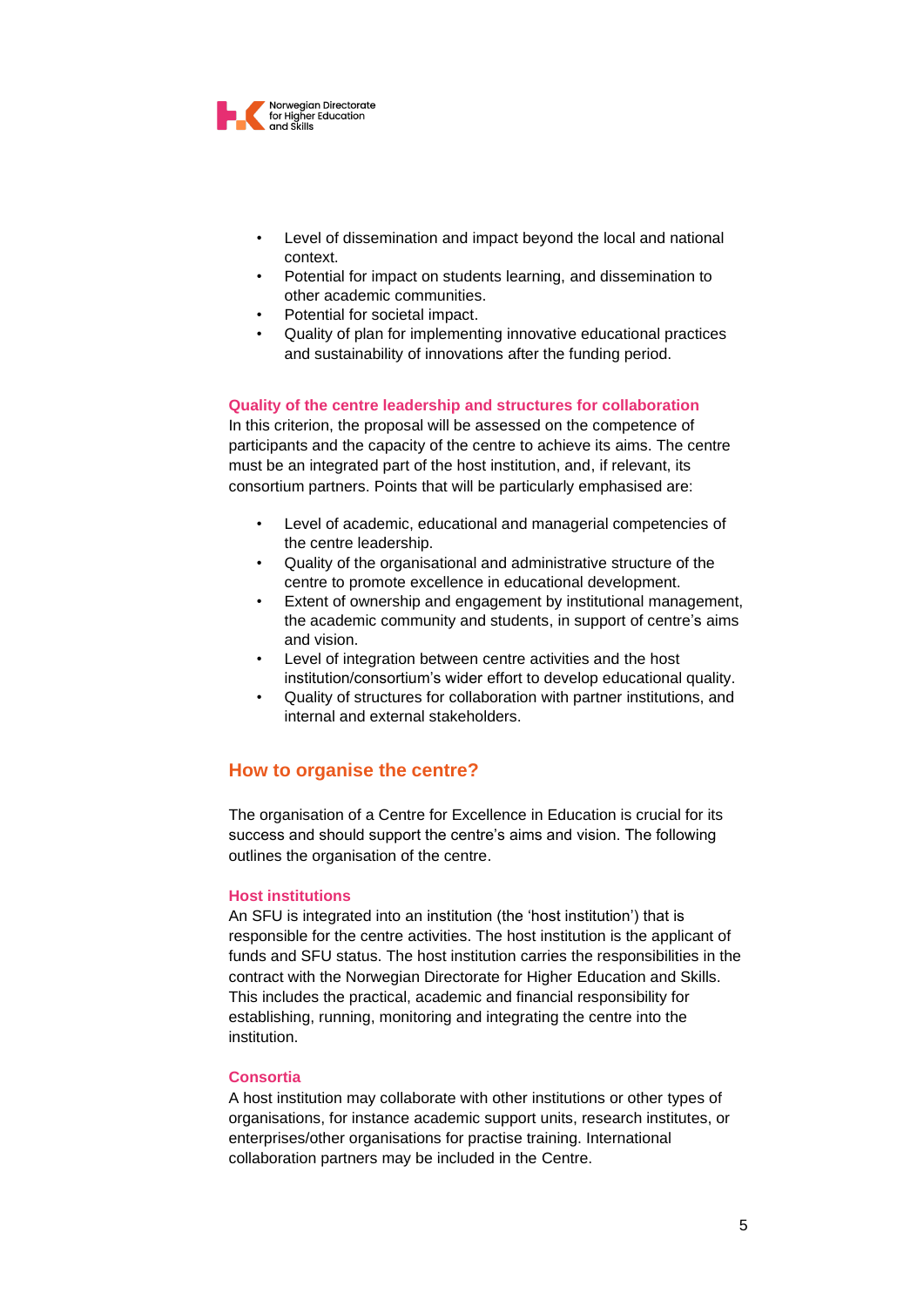- Level of dissemination and impact beyond the local and national context.
- Potential for impact on students learning, and dissemination to other academic communities.
- Potential for societal impact.
- Quality of plan for implementing innovative educational practices and sustainability of innovations after the funding period.

### Quality of the centre leadership and structures for collaboration

In this criterion, the proposal will be assessed on the competence of participants and the capacity of the centre to achieve its aims. The centre must be an integrated part of the host institution, and, if relevant, its consortium partners. Points that will be particularly emphasised are:

- Level of academic, educational and managerial competencies of the centre leadership.
- Quality of the organisational and administrative structure of the centre to promote excellence in educational development.
- Extent of ownership and engagement by institutional management, the academic community and students, in support of centre's aims and vision.
- Level of integration between centre activities and the host institution/consortium's wider effort to develop educational quality.
- Quality of structures for collaboration with partner institutions, and internal and external stakeholders.

## How to organise the centre?

The organisation of a Centre for Excellence in Education is crucial for its success and should support the centre's aims and vision. The following outlines the organisation of the centre.

### Host institutions

An SFU is integrated into an institution (the 'host institution') that is responsible for the centre activities. The host institution is the applicant of funds and SFU status. The host institution carries the responsibilities in the contract with the Norwegian Directorate for Higher Education and Skills. This includes the practical, academic and financial responsibility for establishing, running, monitoring and integrating the centre into the institution.

### Consortia

A host institution may collaborate with other institutions or other types of organisations, for instance academic support units, research institutes, or enterprises/other organisations for practise training. International collaboration partners may be included in the Centre.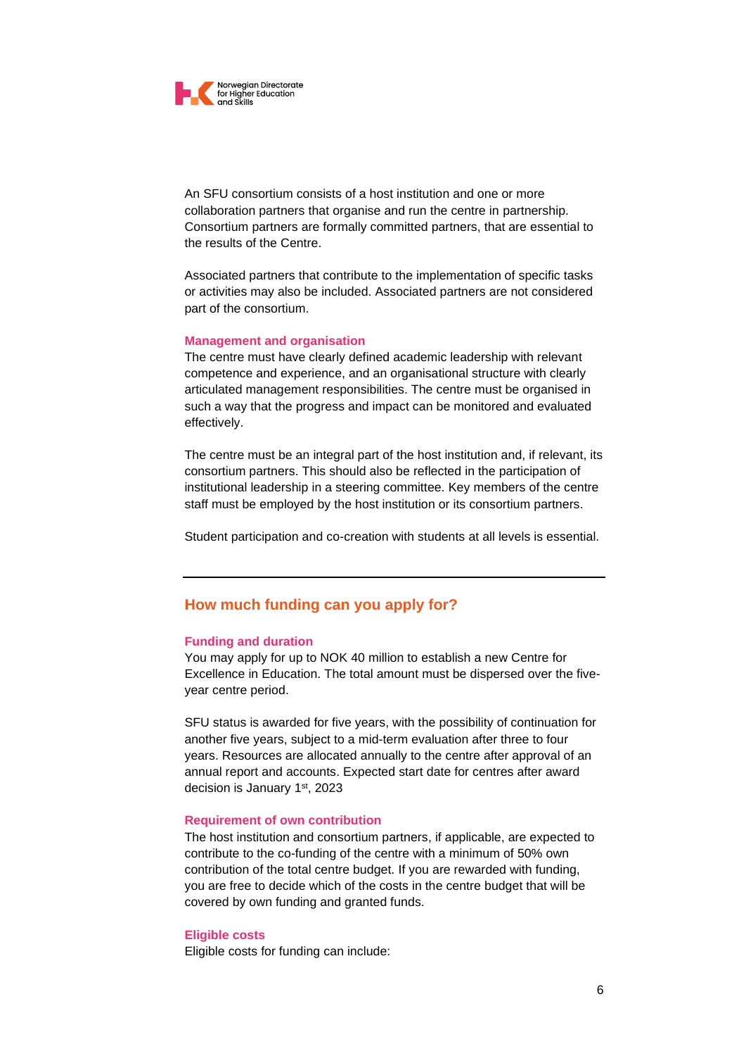An SFU consortium consists of a host institution and one or more collaboration partners that organise and run the centre in partnership. Consortium partners are formally committed partners, that are essential to the results of the Centre.

Associated partners that contribute to the implementation of specific tasks or activities may also be included. Associated partners are not considered part of the consortium.

### Management and organisation

The centre must have clearly defined academic leadership with relevant competence and experience, and an organisational structure with clearly articulated management responsibilities. The centre must be organised in such a way that the progress and impact can be monitored and evaluated effectively.

The centre must be an integral part of the host institution and, if relevant, its consortium partners. This should also be reflected in the participation of institutional leadership in a steering committee. Key members of the centre staff must be employed by the host institution or its consortium partners.

Student participation and co-creation with students at all levels is essential.

---

## How much funding can you apply for?

### Funding and duration

You may apply for up to NOK 40 million to establish a new Centre for Excellence in Education. The total amount must be dispersed over the five-year centre period.

SFU status is awarded for five years, with the possibility of continuation for another five years, subject to a mid-term evaluation after three to four years. Resources are allocated annually to the centre after approval of an annual report and accounts. Expected start date for centres after award decision is January 1st, 2023

### Requirement of own contribution

The host institution and consortium partners, if applicable, are expected to contribute to the co-funding of the centre with a minimum of 50% own contribution of the total centre budget. If you are rewarded with funding, you are free to decide which of the costs in the centre budget that will be covered by own funding and granted funds.

### Eligible costs

Eligible costs for funding can include: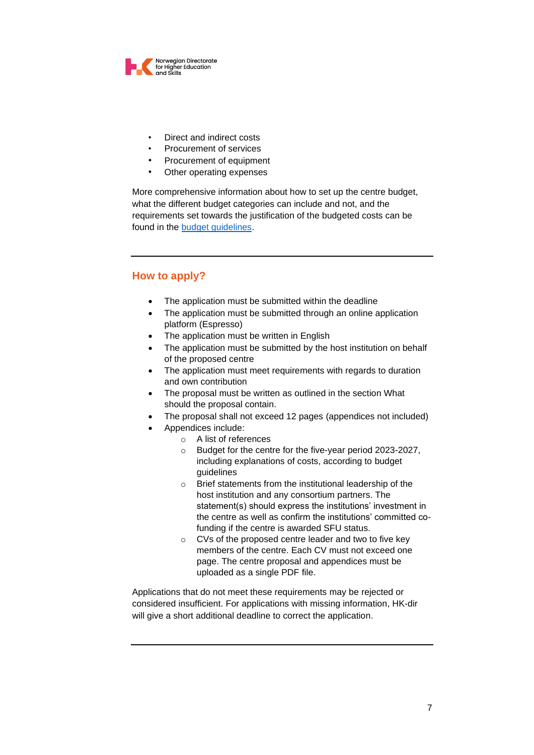- Direct and indirect costs
- Procurement of services
- Procurement of equipment
- Other operating expenses

More comprehensive information about how to set up the centre budget, what the different budget categories can include and not, and the requirements set towards the justification of the budgeted costs can be found in the budget guidelines.

---

## How to apply?

- The application must be submitted within the deadline
- The application must be submitted through an online application platform (Espresso)
- The application must be written in English
- The application must be submitted by the host institution on behalf of the proposed centre
- The application must meet requirements with regards to duration and own contribution
- The proposal must be written as outlined in the section What should the proposal contain.
- The proposal shall not exceed 12 pages (appendices not included)
- Appendices include:
  - A list of references
  - Budget for the centre for the five-year period 2023-2027, including explanations of costs, according to budget guidelines
  - Brief statements from the institutional leadership of the host institution and any consortium partners. The statement(s) should express the institutions' investment in the centre as well as confirm the institutions' committed co-funding if the centre is awarded SFU status.
  - CVs of the proposed centre leader and two to five key members of the centre. Each CV must not exceed one page. The centre proposal and appendices must be uploaded as a single PDF file.

Applications that do not meet these requirements may be rejected or considered insufficient. For applications with missing information, HK-dir will give a short additional deadline to correct the application.

---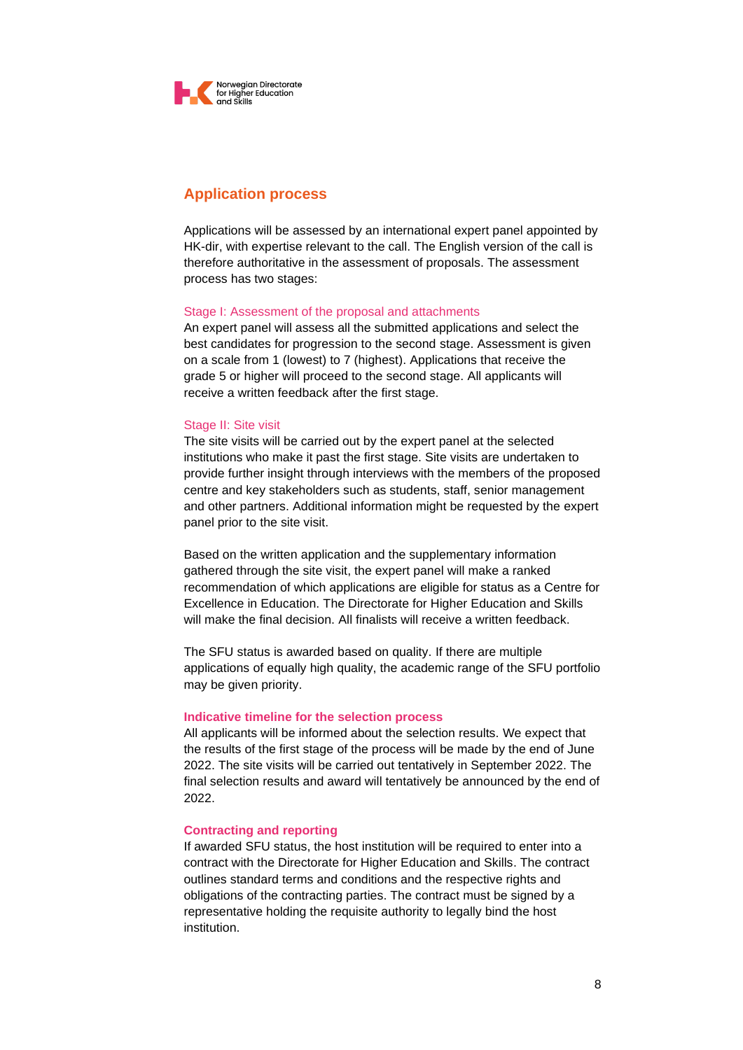## Application process

Applications will be assessed by an international expert panel appointed by HK-dir, with expertise relevant to the call. The English version of the call is therefore authoritative in the assessment of proposals. The assessment process has two stages:

### Stage I: Assessment of the proposal and attachments

An expert panel will assess all the submitted applications and select the best candidates for progression to the second stage. Assessment is given on a scale from 1 (lowest) to 7 (highest). Applications that receive the grade 5 or higher will proceed to the second stage. All applicants will receive a written feedback after the first stage.

### Stage II: Site visit

The site visits will be carried out by the expert panel at the selected institutions who make it past the first stage. Site visits are undertaken to provide further insight through interviews with the members of the proposed centre and key stakeholders such as students, staff, senior management and other partners. Additional information might be requested by the expert panel prior to the site visit.

Based on the written application and the supplementary information gathered through the site visit, the expert panel will make a ranked recommendation of which applications are eligible for status as a Centre for Excellence in Education. The Directorate for Higher Education and Skills will make the final decision. All finalists will receive a written feedback.

The SFU status is awarded based on quality. If there are multiple applications of equally high quality, the academic range of the SFU portfolio may be given priority.

### Indicative timeline for the selection process

All applicants will be informed about the selection results. We expect that the results of the first stage of the process will be made by the end of June 2022. The site visits will be carried out tentatively in September 2022. The final selection results and award will tentatively be announced by the end of 2022.

### Contracting and reporting

If awarded SFU status, the host institution will be required to enter into a contract with the Directorate for Higher Education and Skills. The contract outlines standard terms and conditions and the respective rights and obligations of the contracting parties. The contract must be signed by a representative holding the requisite authority to legally bind the host institution.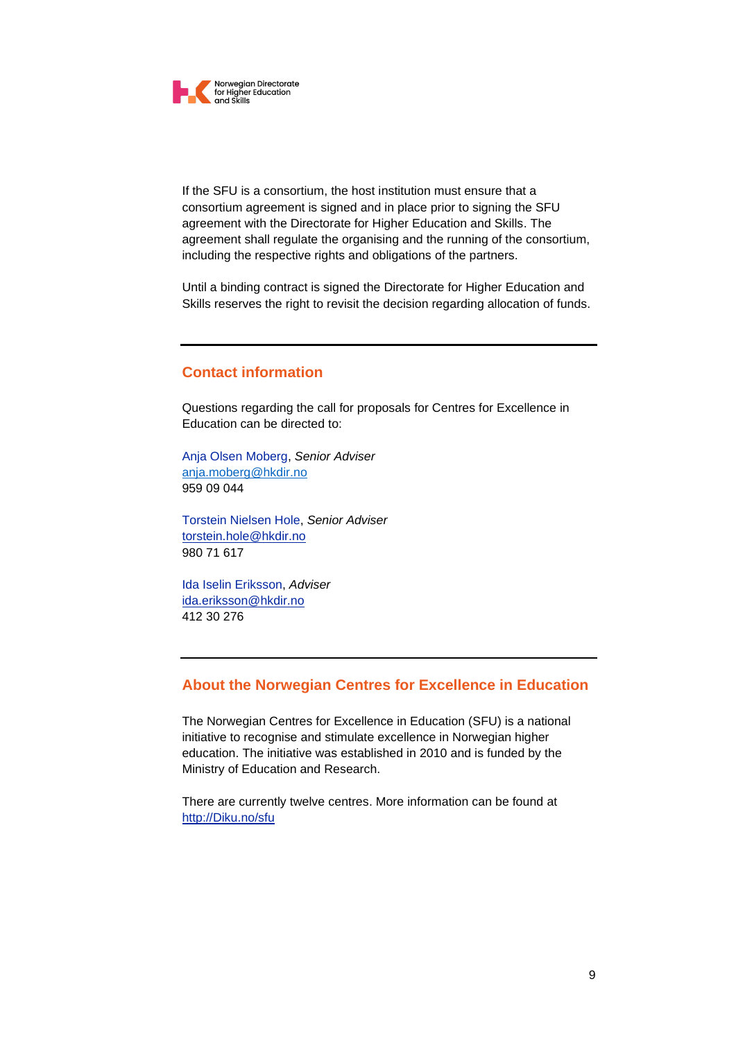If the SFU is a consortium, the host institution must ensure that a consortium agreement is signed and in place prior to signing the SFU agreement with the Directorate for Higher Education and Skills. The agreement shall regulate the organising and the running of the consortium, including the respective rights and obligations of the partners.

Until a binding contract is signed the Directorate for Higher Education and Skills reserves the right to revisit the decision regarding allocation of funds.

---

## Contact information

Questions regarding the call for proposals for Centres for Excellence in Education can be directed to:

Anja Olsen Moberg, *Senior Adviser*
anja.moberg@hkdir.no
959 09 044

Torstein Nielsen Hole, *Senior Adviser*
torstein.hole@hkdir.no
980 71 617

Ida Iselin Eriksson, *Adviser*
ida.eriksson@hkdir.no
412 30 276

---

## About the Norwegian Centres for Excellence in Education

The Norwegian Centres for Excellence in Education (SFU) is a national initiative to recognise and stimulate excellence in Norwegian higher education. The initiative was established in 2010 and is funded by the Ministry of Education and Research.

There are currently twelve centres. More information can be found at http://Diku.no/sfu